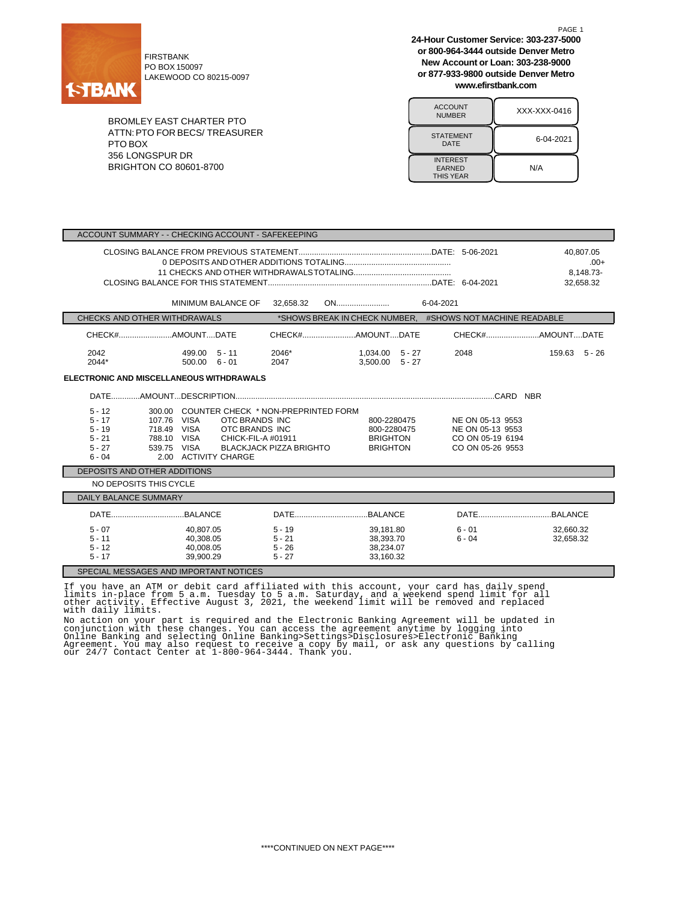FIRSTBANK
PO BOX 150097
LAKEWOOD CO 80215-0097

**24-Hour Customer Service: 303-237-5000**
**or 800-964-3444 outside Denver Metro**
**New Account or Loan: 303-238-9000**
**or 877-933-9800 outside Denver Metro**
**www.efirstbank.com**

BROMLEY EAST CHARTER PTO
ATTN: PTO FOR BECS/ TREASURER
PTO BOX
356 LONGSPUR DR
BRIGHTON CO 80601-8700

| | |
|---|---|
| ACCOUNT NUMBER | XXX-XXX-0416 |
| STATEMENT DATE | 6-04-2021 |
| INTEREST EARNED THIS YEAR | N/A |

## ACCOUNT SUMMARY - - CHECKING ACCOUNT - SAFEKEEPING

| | | |
|---|---|---|
| CLOSING BALANCE FROM PREVIOUS STATEMENT | DATE: 5-06-2021 | 40,807.05 |
| 0 DEPOSITS AND OTHER ADDITIONS TOTALING | | .00+ |
| 11 CHECKS AND OTHER WITHDRAWALS TOTALING | | 8,148.73- |
| CLOSING BALANCE FOR THIS STATEMENT | DATE: 6-04-2021 | 32,658.32 |

MINIMUM BALANCE OF 32,658.32 ON........................ 6-04-2021

## CHECKS AND OTHER WITHDRAWALS

*SHOWS BREAK IN CHECK NUMBER, #SHOWS NOT MACHINE READABLE

| CHECK# | AMOUNT | DATE | CHECK# | AMOUNT | DATE | CHECK# | AMOUNT | DATE |
|---|---|---|---|---|---|---|---|---|
| 2042 | 499.00 | 5 - 11 | 2046* | 1,034.00 | 5 - 27 | 2048 | 159.63 | 5 - 26 |
| 2044* | 500.00 | 6 - 01 | 2047 | 3,500.00 | 5 - 27 | | | |

## ELECTRONIC AND MISCELLANEOUS WITHDRAWALS

| DATE | AMOUNT | DESCRIPTION | | | CARD NBR |
|---|---|---|---|---|---|
| 5 - 12 | 300.00 | COUNTER CHECK * NON-PREPRINTED FORM | | | |
| 5 - 17 | 107.76 | VISA OTC BRANDS INC | 800-2280475 | NE ON 05-13 | 9553 |
| 5 - 19 | 718.49 | VISA OTC BRANDS INC | 800-2280475 | NE ON 05-13 | 9553 |
| 5 - 21 | 788.10 | VISA CHICK-FIL-A #01911 | BRIGHTON | CO ON 05-19 | 6194 |
| 5 - 27 | 539.75 | VISA BLACKJACK PIZZA BRIGHTO | BRIGHTON | CO ON 05-26 | 9553 |
| 6 - 04 | 2.00 | ACTIVITY CHARGE | | | |

## DEPOSITS AND OTHER ADDITIONS

NO DEPOSITS THIS CYCLE

## DAILY BALANCE SUMMARY

| DATE | BALANCE | DATE | BALANCE | DATE | BALANCE |
|---|---|---|---|---|---|
| 5 - 07 | 40,807.05 | 5 - 19 | 39,181.80 | 6 - 01 | 32,660.32 |
| 5 - 11 | 40,308.05 | 5 - 21 | 38,393.70 | 6 - 04 | 32,658.32 |
| 5 - 12 | 40,008.05 | 5 - 26 | 38,234.07 | | |
| 5 - 17 | 39,900.29 | 5 - 27 | 33,160.32 | | |

## SPECIAL MESSAGES AND IMPORTANT NOTICES

If you have an ATM or debit card affiliated with this account, your card has daily spend limits in-place from 5 a.m. Tuesday to 5 a.m. Saturday, and a weekend spend limit for all other activity. Effective August 3, 2021, the weekend limit will be removed and replaced with daily limits.

No action on your part is required and the Electronic Banking Agreement will be updated in conjunction with these changes. You can access the agreement anytime by logging into Online Banking and selecting Online Banking>Settings>Disclosures>Electronic Banking Agreement. You may also request to receive a copy by mail, or ask any questions by calling our 24/7 Contact Center at 1-800-964-3444. Thank you.

****CONTINUED ON NEXT PAGE****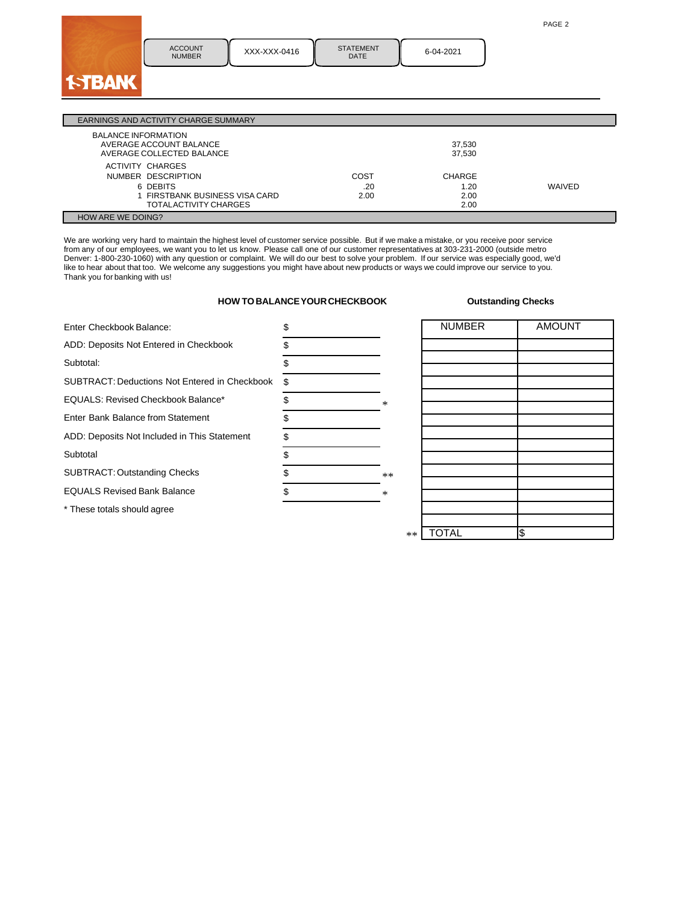1STBANK

| ACCOUNT NUMBER | XXX-XXX-0416 | STATEMENT DATE | 6-04-2021 |
|---|---|---|---|

## EARNINGS AND ACTIVITY CHARGE SUMMARY

BALANCE INFORMATION

| | |
|---|---|
| AVERAGE ACCOUNT BALANCE | 37,530 |
| AVERAGE COLLECTED BALANCE | 37,530 |

ACTIVITY CHARGES

| NUMBER | DESCRIPTION | COST | CHARGE | |
|---|---|---|---|---|
| 6 | DEBITS | .20 | 1.20 | WAIVED |
| 1 | FIRSTBANK BUSINESS VISA CARD | 2.00 | 2.00 | |
| | TOTAL ACTIVITY CHARGES | | 2.00 | |

## HOW ARE WE DOING?

We are working very hard to maintain the highest level of customer service possible. But if we make a mistake, or you receive poor service from any of our employees, we want you to let us know. Please call one of our customer representatives at 303-231-2000 (outside metro Denver: 1-800-230-1060) with any question or complaint. We will do our best to solve your problem. If our service was especially good, we'd like to hear about that too. We welcome any suggestions you might have about new products or ways we could improve our service to you. Thank you for banking with us!

### HOW TO BALANCE YOUR CHECKBOOK

| | | |
|---|---|---|
| Enter Checkbook Balance: | $ | |
| ADD: Deposits Not Entered in Checkbook | $ | |
| Subtotal: | $ | |
| SUBTRACT: Deductions Not Entered in Checkbook | $ | |
| EQUALS: Revised Checkbook Balance* | $ | * |
| Enter Bank Balance from Statement | $ | |
| ADD: Deposits Not Included in This Statement | $ | |
| Subtotal | $ | |
| SUBTRACT: Outstanding Checks | $ | ** |
| EQUALS Revised Bank Balance | $ | * |

* These totals should agree

### Outstanding Checks

| NUMBER | AMOUNT |
|---|---|
| | |
| | |
| | |
| | |
| | |
| | |
| | |
| | |
| | |
| | |
| | |
| | |
| | |
| | |
| ** TOTAL | $ |